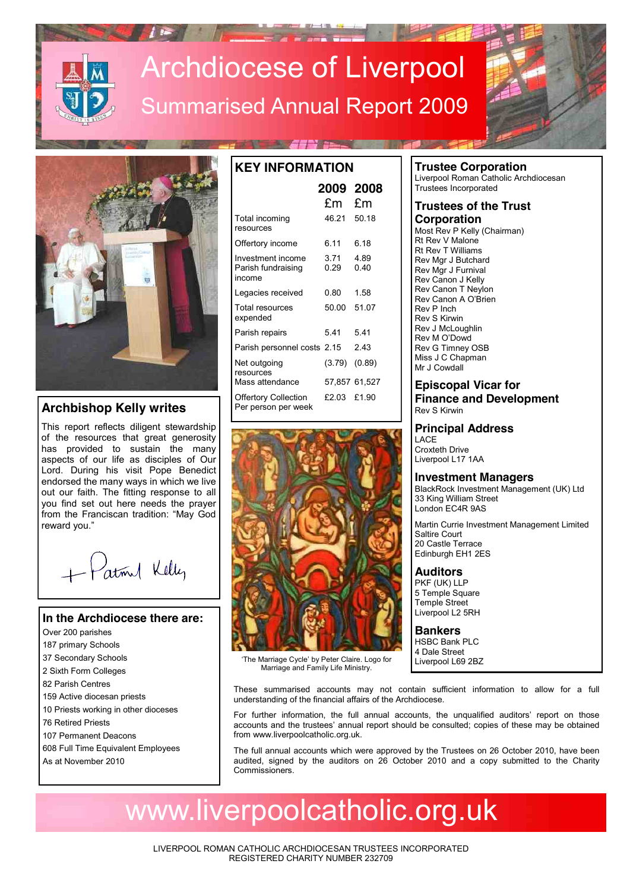# Archdiocese of Liverpool

## Summarised Annual Report 2009

## Archbishop Kelly writes

This report reflects diligent stewardship of the resources that great generosity has provided to sustain the many aspects of our life as disciples of Our Lord. During his visit Pope Benedict endorsed the many ways in which we live out our faith. The fitting response to all you find set out here needs the prayer from the Franciscan tradition: "May God reward you."

+ Patrick Kelly

## In the Archdiocese there are:

- Over 200 parishes
- 187 primary Schools
- 37 Secondary Schools
- 2 Sixth Form Colleges
- 82 Parish Centres
- 159 Active diocesan priests
- 10 Priests working in other dioceses
- 76 Retired Priests
- 107 Permanent Deacons
- 608 Full Time Equivalent Employees

As at November 2010

## KEY INFORMATION

| | 2009 £m | 2008 £m |
|---|---|---|
| Total incoming resources | 46.21 | 50.18 |
| Offertory income | 6.11 | 6.18 |
| Investment income | 3.71 | 4.89 |
| Parish fundraising income | 0.29 | 0.40 |
| Legacies received | 0.80 | 1.58 |
| Total resources expended | 50.00 | 51.07 |
| Parish repairs | 5.41 | 5.41 |
| Parish personnel costs | 2.15 | 2.43 |
| Net outgoing resources | (3.79) | (0.89) |
| Mass attendance | 57,857 | 61,527 |
| Offertory Collection Per person per week | £2.03 | £1.90 |

'The Marriage Cycle' by Peter Claire. Logo for Marriage and Family Life Ministry.

## Trustee Corporation

Liverpool Roman Catholic Archdiocesan Trustees Incorporated

## Trustees of the Trust Corporation

Most Rev P Kelly (Chairman)
Rt Rev V Malone
Rt Rev T Williams
Rev Mgr J Butchard
Rev Mgr J Furnival
Rev Canon J Kelly
Rev Canon T Neylon
Rev Canon A O'Brien
Rev P Inch
Rev S Kirwin
Rev J McLoughlin
Rev M O'Dowd
Rev G Timney OSB
Miss J C Chapman
Mr J Cowdall

## Episcopal Vicar for Finance and Development

Rev S Kirwin

## Principal Address

LACE
Croxteth Drive
Liverpool L17 1AA

## Investment Managers

BlackRock Investment Management (UK) Ltd
33 King William Street
London EC4R 9AS

Martin Currie Investment Management Limited
Saltire Court
20 Castle Terrace
Edinburgh EH1 2ES

## Auditors

PKF (UK) LLP
5 Temple Square
Temple Street
Liverpool L2 5RH

## Bankers

HSBC Bank PLC
4 Dale Street
Liverpool L69 2BZ

These summarised accounts may not contain sufficient information to allow for a full understanding of the financial affairs of the Archdiocese.

For further information, the full annual accounts, the unqualified auditors' report on those accounts and the trustees' annual report should be consulted; copies of these may be obtained from www.liverpoolcatholic.org.uk.

The full annual accounts which were approved by the Trustees on 26 October 2010, have been audited, signed by the auditors on 26 October 2010 and a copy submitted to the Charity Commissioners.

www.liverpoolcatholic.org.uk

LIVERPOOL ROMAN CATHOLIC ARCHDIOCESAN TRUSTEES INCORPORATED
REGISTERED CHARITY NUMBER 232709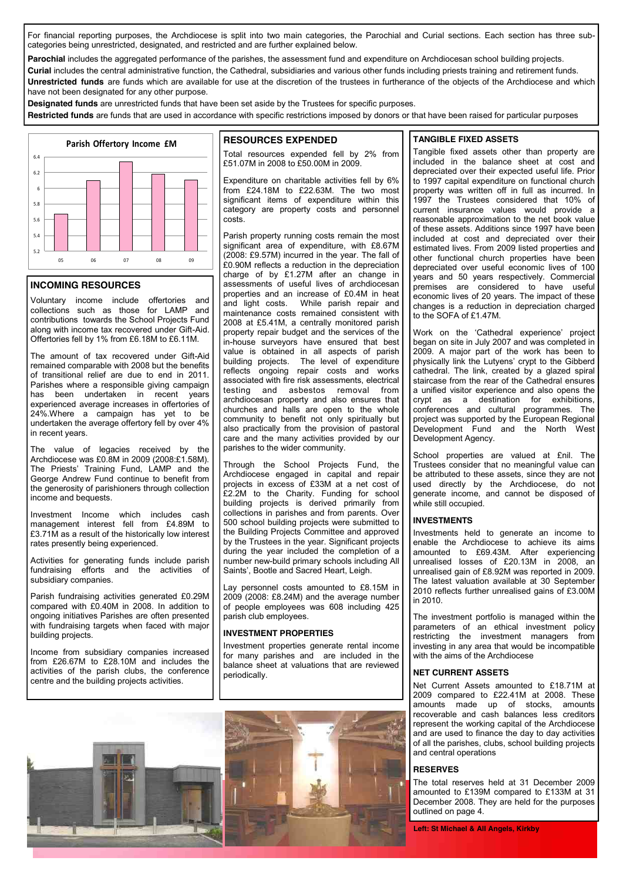For financial reporting purposes, the Archdiocese is split into two main categories, the Parochial and Curial sections. Each section has three sub-categories being unrestricted, designated, and restricted and are further explained below.

**Parochial** includes the aggregated performance of the parishes, the assessment fund and expenditure on Archdiocesan school building projects.

**Curial** includes the central administrative function, the Cathedral, subsidiaries and various other funds including priests training and retirement funds.

**Unrestricted funds** are funds which are available for use at the discretion of the trustees in furtherance of the objects of the Archdiocese and which have not been designated for any other purpose.

**Designated funds** are unrestricted funds that have been set aside by the Trustees for specific purposes.

**Restricted funds** are funds that are used in accordance with specific restrictions imposed by donors or that have been raised for particular purposes

**Parish Offertory Income £M**

## INCOMING RESOURCES

Voluntary income include offertories and collections such as those for LAMP and contributions towards the School Projects Fund along with income tax recovered under Gift-Aid. Offertories fell by 1% from £6.18M to £6.11M.

The amount of tax recovered under Gift-Aid remained comparable with 2008 but the benefits of transitional relief are due to end in 2011. Parishes where a responsible giving campaign has been undertaken in recent years experienced average increases in offertories of 24%.Where a campaign has yet to be undertaken the average offertory fell by over 4% in recent years.

The value of legacies received by the Archdiocese was £0.8M in 2009 (2008:£1.58M). The Priests' Training Fund, LAMP and the George Andrew Fund continue to benefit from the generosity of parishioners through collection income and bequests.

Investment Income which includes cash management interest fell from £4.89M to £3.71M as a result of the historically low interest rates presently being experienced.

Activities for generating funds include parish fundraising efforts and the activities of subsidiary companies.

Parish fundraising activities generated £0.29M compared with £0.40M in 2008. In addition to ongoing initiatives Parishes are often presented with fundraising targets when faced with major building projects.

Income from subsidiary companies increased from £26.67M to £28.10M and includes the activities of the parish clubs, the conference centre and the building projects activities.

## RESOURCES EXPENDED

Total resources expended fell by 2% from £51.07M in 2008 to £50.00M in 2009.

Expenditure on charitable activities fell by 6% from £24.18M to £22.63M. The two most significant items of expenditure within this category are property costs and personnel costs.

Parish property running costs remain the most significant area of expenditure, with £8.67M (2008: £9.57M) incurred in the year. The fall of £0.90M reflects a reduction in the depreciation charge of by £1.27M after an change in assessments of useful lives of archdiocesan properties and an increase of £0.4M in heat and light costs. While parish repair and maintenance costs remained consistent with 2008 at £5.41M, a centrally monitored parish property repair budget and the services of the in-house surveyors have ensured that best value is obtained in all aspects of parish building projects. The level of expenditure reflects ongoing repair costs and works associated with fire risk assessments, electrical testing and asbestos removal from archdiocesan property and also ensures that churches and halls are open to the whole community to benefit not only spiritually but also practically from the provision of pastoral care and the many activities provided by our parishes to the wider community.

Through the School Projects Fund, the Archdiocese engaged in capital and repair projects in excess of £33M at a net cost of £2.2M to the Charity. Funding for school building projects is derived primarily from collections in parishes and from parents. Over 500 school building projects were submitted to the Building Projects Committee and approved by the Trustees in the year. Significant projects during the year included the completion of a number new-build primary schools including All Saints', Bootle and Sacred Heart, Leigh.

Lay personnel costs amounted to £8.15M in 2009 (2008: £8.24M) and the average number of people employees was 608 including 425 parish club employees.

## INVESTMENT PROPERTIES

Investment properties generate rental income for many parishes and are included in the balance sheet at valuations that are reviewed periodically.

## TANGIBLE FIXED ASSETS

Tangible fixed assets other than property are included in the balance sheet at cost and depreciated over their expected useful life. Prior to 1997 capital expenditure on functional church property was written off in full as incurred. In 1997 the Trustees considered that 10% of current insurance values would provide a reasonable approximation to the net book value of these assets. Additions since 1997 have been included at cost and depreciated over their estimated lives. From 2009 listed properties and other functional church properties have been depreciated over useful economic lives of 100 years and 50 years respectively. Commercial premises are considered to have useful economic lives of 20 years. The impact of these changes is a reduction in depreciation charged to the SOFA of £1.47M.

Work on the 'Cathedral experience' project began on site in July 2007 and was completed in 2009. A major part of the work has been to physically link the Lutyens' crypt to the Gibberd cathedral. The link, created by a glazed spiral staircase from the rear of the Cathedral ensures a unified visitor experience and also opens the crypt as a destination for exhibitions, conferences and cultural programmes. The project was supported by the European Regional Development Fund and the North West Development Agency.

School properties are valued at £nil. The Trustees consider that no meaningful value can be attributed to these assets, since they are not used directly by the Archdiocese, do not generate income, and cannot be disposed of while still occupied.

## INVESTMENTS

Investments held to generate an income to enable the Archdiocese to achieve its aims amounted to £69.43M. After experiencing unrealised losses of £20.13M in 2008, an unrealised gain of £8.92M was reported in 2009. The latest valuation available at 30 September 2010 reflects further unrealised gains of £3.00M in 2010.

The investment portfolio is managed within the parameters of an ethical investment policy restricting the investment managers from investing in any area that would be incompatible with the aims of the Archdiocese

## NET CURRENT ASSETS

Net Current Assets amounted to £18.71M at 2009 compared to £22.41M at 2008. These amounts made up of stocks, amounts recoverable and cash balances less creditors represent the working capital of the Archdiocese and are used to finance the day to day activities of all the parishes, clubs, school building projects and central operations

## RESERVES

The total reserves held at 31 December 2009 amounted to £139M compared to £133M at 31 December 2008. They are held for the purposes outlined on page 4.

**Left: St Michael & All Angels, Kirkby**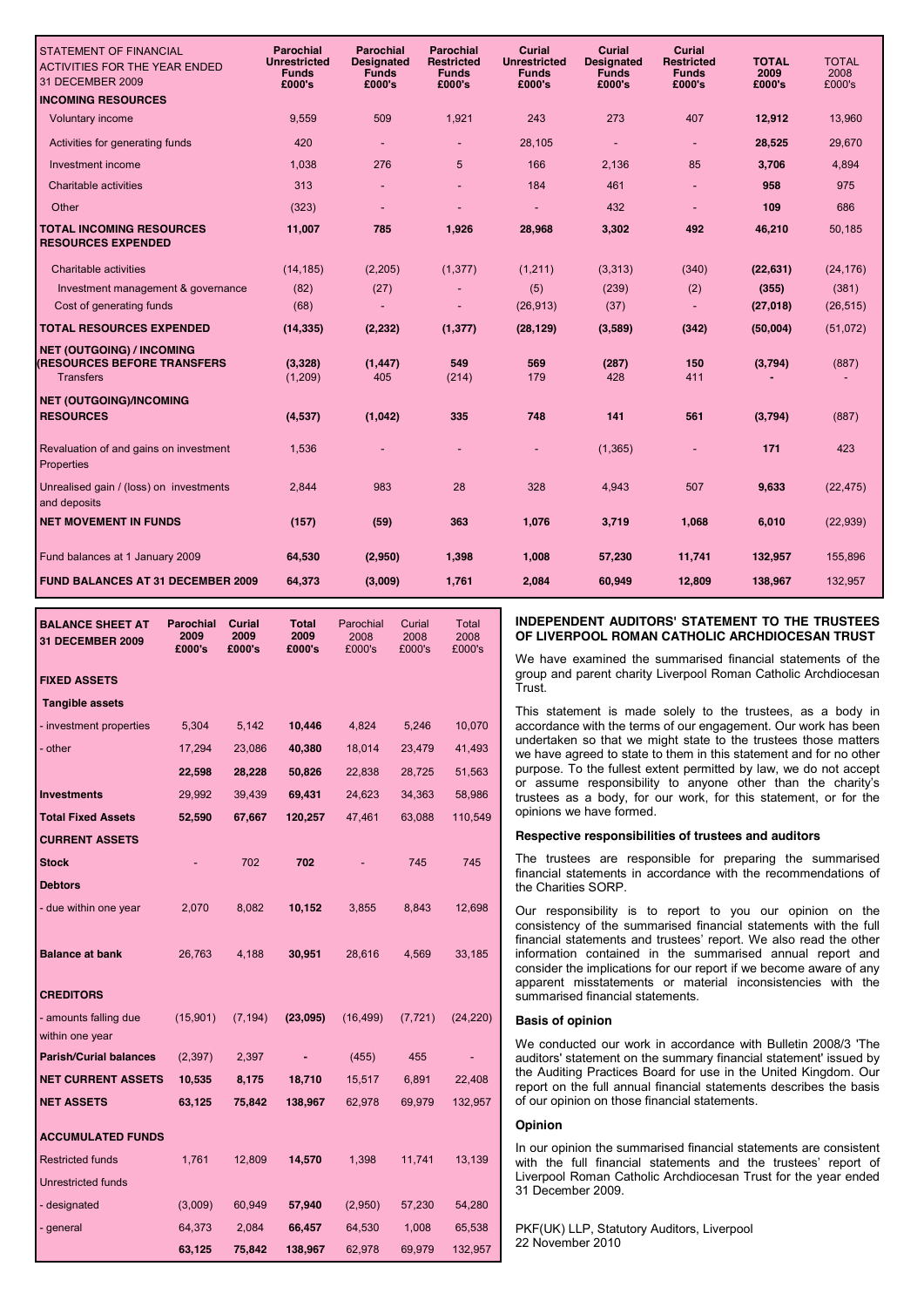| STATEMENT OF FINANCIAL ACTIVITIES FOR THE YEAR ENDED 31 DECEMBER 2009 | Parochial Unrestricted Funds £000's | Parochial Designated Funds £000's | Parochial Restricted Funds £000's | Curial Unrestricted Funds £000's | Curial Designated Funds £000's | Curial Restricted Funds £000's | TOTAL 2009 £000's | TOTAL 2008 £000's |
|---|---|---|---|---|---|---|---|---|
| **INCOMING RESOURCES** | | | | | | | | |
| Voluntary income | 9,559 | 509 | 1,921 | 243 | 273 | 407 | **12,912** | 13,960 |
| Activities for generating funds | 420 | - | - | 28,105 | - | - | **28,525** | 29,670 |
| Investment income | 1,038 | 276 | 5 | 166 | 2,136 | 85 | **3,706** | 4,894 |
| Charitable activities | 313 | - | - | 184 | 461 | - | **958** | 975 |
| Other | (323) | - | - | - | 432 | - | **109** | 686 |
| **TOTAL INCOMING RESOURCES** | **11,007** | **785** | **1,926** | **28,968** | **3,302** | **492** | **46,210** | 50,185 |
| **RESOURCES EXPENDED** | | | | | | | | |
| Charitable activities | (14,185) | (2,205) | (1,377) | (1,211) | (3,313) | (340) | **(22,631)** | (24,176) |
| Investment management & governance | (82) | (27) | - | (5) | (239) | (2) | **(355)** | (381) |
| Cost of generating funds | (68) | - | - | (26,913) | (37) | - | **(27,018)** | (26,515) |
| **TOTAL RESOURCES EXPENDED** | **(14,335)** | **(2,232)** | **(1,377)** | **(28,129)** | **(3,589)** | **(342)** | **(50,004)** | (51,072) |
| **NET (OUTGOING) / INCOMING (RESOURCES BEFORE TRANSFERS** | **(3,328)** | **(1,447)** | **549** | **569** | **(287)** | **150** | **(3,794)** | (887) |
| Transfers | (1,209) | 405 | (214) | 179 | 428 | 411 | **-** | - |
| **NET (OUTGOING)/INCOMING RESOURCES** | **(4,537)** | **(1,042)** | **335** | **748** | **141** | **561** | **(3,794)** | (887) |
| Revaluation of and gains on investment Properties | 1,536 | - | - | - | (1,365) | - | **171** | 423 |
| Unrealised gain / (loss) on investments and deposits | 2,844 | 983 | 28 | 328 | 4,943 | 507 | **9,633** | (22,475) |
| **NET MOVEMENT IN FUNDS** | **(157)** | **(59)** | **363** | **1,076** | **3,719** | **1,068** | **6,010** | (22,939) |
| Fund balances at 1 January 2009 | **64,530** | **(2,950)** | **1,398** | **1,008** | **57,230** | **11,741** | **132,957** | 155,896 |
| **FUND BALANCES AT 31 DECEMBER 2009** | **64,373** | **(3,009)** | **1,761** | **2,084** | **60,949** | **12,809** | **138,967** | 132,957 |

| BALANCE SHEET AT 31 DECEMBER 2009 | Parochial 2009 £000's | Curial 2009 £000's | Total 2009 £000's | Parochial 2008 £000's | Curial 2008 £000's | Total 2008 £000's |
|---|---|---|---|---|---|---|
| **FIXED ASSETS** | | | | | | |
| **Tangible assets** | | | | | | |
| - investment properties | 5,304 | 5,142 | **10,446** | 4,824 | 5,246 | 10,070 |
| - other | 17,294 | 23,086 | **40,380** | 18,014 | 23,479 | 41,493 |
| | **22,598** | **28,228** | **50,826** | 22,838 | 28,725 | 51,563 |
| **Investments** | 29,992 | 39,439 | **69,431** | 24,623 | 34,363 | 58,986 |
| **Total Fixed Assets** | **52,590** | **67,667** | **120,257** | 47,461 | 63,088 | 110,549 |
| **CURRENT ASSETS** | | | | | | |
| **Stock** | - | 702 | **702** | - | 745 | 745 |
| **Debtors** | | | | | | |
| - due within one year | 2,070 | 8,082 | **10,152** | 3,855 | 8,843 | 12,698 |
| **Balance at bank** | 26,763 | 4,188 | **30,951** | 28,616 | 4,569 | 33,185 |
| **CREDITORS** | | | | | | |
| - amounts falling due within one year | (15,901) | (7,194) | **(23,095)** | (16,499) | (7,721) | (24,220) |
| **Parish/Curial balances** | (2,397) | 2,397 | **-** | (455) | 455 | - |
| **NET CURRENT ASSETS** | **10,535** | **8,175** | **18,710** | 15,517 | 6,891 | 22,408 |
| **NET ASSETS** | **63,125** | **75,842** | **138,967** | 62,978 | 69,979 | 132,957 |
| **ACCUMULATED FUNDS** | | | | | | |
| Restricted funds | 1,761 | 12,809 | **14,570** | 1,398 | 11,741 | 13,139 |
| Unrestricted funds | | | | | | |
| - designated | (3,009) | 60,949 | **57,940** | (2,950) | 57,230 | 54,280 |
| - general | 64,373 | 2,084 | **66,457** | 64,530 | 1,008 | 65,538 |
| | **63,125** | **75,842** | **138,967** | 62,978 | 69,979 | 132,957 |

## INDEPENDENT AUDITORS' STATEMENT TO THE TRUSTEES OF LIVERPOOL ROMAN CATHOLIC ARCHDIOCESAN TRUST

We have examined the summarised financial statements of the group and parent charity Liverpool Roman Catholic Archdiocesan Trust.

This statement is made solely to the trustees, as a body in accordance with the terms of our engagement. Our work has been undertaken so that we might state to the trustees those matters we have agreed to state to them in this statement and for no other purpose. To the fullest extent permitted by law, we do not accept or assume responsibility to anyone other than the charity's trustees as a body, for our work, for this statement, or for the opinions we have formed.

### Respective responsibilities of trustees and auditors

The trustees are responsible for preparing the summarised financial statements in accordance with the recommendations of the Charities SORP.

Our responsibility is to report to you our opinion on the consistency of the summarised financial statements with the full financial statements and trustees' report. We also read the other information contained in the summarised annual report and consider the implications for our report if we become aware of any apparent misstatements or material inconsistencies with the summarised financial statements.

### Basis of opinion

We conducted our work in accordance with Bulletin 2008/3 'The auditors' statement on the summary financial statement' issued by the Auditing Practices Board for use in the United Kingdom. Our report on the full annual financial statements describes the basis of our opinion on those financial statements.

### Opinion

In our opinion the summarised financial statements are consistent with the full financial statements and the trustees' report of Liverpool Roman Catholic Archdiocesan Trust for the year ended 31 December 2009.

PKF(UK) LLP, Statutory Auditors, Liverpool
22 November 2010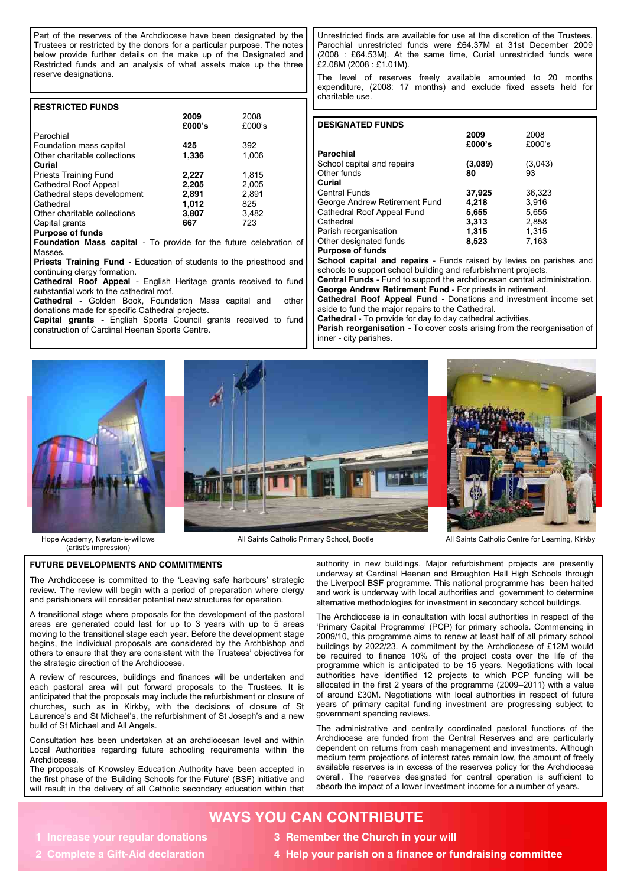Part of the reserves of the Archdiocese have been designated by the Trustees or restricted by the donors for a particular purpose. The notes below provide further details on the make up of the Designated and Restricted funds and an analysis of what assets make up the three reserve designations.

## RESTRICTED FUNDS

| | 2009 £000's | 2008 £000's |
|---|---|---|
| Parochial | | |
| Foundation mass capital | **425** | 392 |
| Other charitable collections | **1,336** | 1,006 |
| **Curial** | | |
| Priests Training Fund | **2,227** | 1,815 |
| Cathedral Roof Appeal | **2,205** | 2,005 |
| Cathedral steps development | **2,891** | 2,891 |
| Cathedral | **1,012** | 825 |
| Other charitable collections | **3,807** | 3,482 |
| Capital grants | **667** | 723 |

**Purpose of funds**

**Foundation Mass capital** - To provide for the future celebration of Masses.

**Priests Training Fund** - Education of students to the priesthood and continuing clergy formation.

**Cathedral Roof Appeal** - English Heritage grants received to fund substantial work to the cathedral roof.

**Cathedral** - Golden Book, Foundation Mass capital and other donations made for specific Cathedral projects.

**Capital grants** - English Sports Council grants received to fund construction of Cardinal Heenan Sports Centre.

Unrestricted finds are available for use at the discretion of the Trustees. Parochial unrestricted funds were £64.37M at 31st December 2009 (2008 : £64.53M). At the same time, Curial unrestricted funds were £2.08M (2008 : £1.01M).

The level of reserves freely available amounted to 20 months expenditure, (2008: 17 months) and exclude fixed assets held for charitable use.

## DESIGNATED FUNDS

| | 2009 £000's | 2008 £000's |
|---|---|---|
| **Parochial** | | |
| School capital and repairs | **(3,089)** | (3,043) |
| Other funds | **80** | 93 |
| **Curial** | | |
| Central Funds | **37,925** | 36,323 |
| George Andrew Retirement Fund | **4,218** | 3,916 |
| Cathedral Roof Appeal Fund | **5,655** | 5,655 |
| Cathedral | **3,313** | 2,858 |
| Parish reorganisation | **1,315** | 1,315 |
| Other designated funds | **8,523** | 7,163 |

**Purpose of funds**

**School capital and repairs** - Funds raised by levies on parishes and schools to support school building and refurbishment projects.

**Central Funds** - Fund to support the archdiocesan central administration.

**George Andrew Retirement Fund** - For priests in retirement.

**Cathedral Roof Appeal Fund** - Donations and investment income set aside to fund the major repairs to the Cathedral.

**Cathedral** - To provide for day to day cathedral activities.

**Parish reorganisation** - To cover costs arising from the reorganisation of inner - city parishes.

Hope Academy, Newton-le-willows (artist's impression)

All Saints Catholic Primary School, Bootle

All Saints Catholic Centre for Learning, Kirkby

## FUTURE DEVELOPMENTS AND COMMITMENTS

The Archdiocese is committed to the 'Leaving safe harbours' strategic review. The review will begin with a period of preparation where clergy and parishioners will consider potential new structures for operation.

A transitional stage where proposals for the development of the pastoral areas are generated could last for up to 3 years with up to 5 areas moving to the transitional stage each year. Before the development stage begins, the individual proposals are considered by the Archbishop and others to ensure that they are consistent with the Trustees' objectives for the strategic direction of the Archdiocese.

A review of resources, buildings and finances will be undertaken and each pastoral area will put forward proposals to the Trustees. It is anticipated that the proposals may include the refurbishment or closure of churches, such as in Kirkby, with the decisions of closure of St Laurence's and St Michael's, the refurbishment of St Joseph's and a new build of St Michael and All Angels.

Consultation has been undertaken at an archdiocesan level and within Local Authorities regarding future schooling requirements within the Archdiocese.

The proposals of Knowsley Education Authority have been accepted in the first phase of the 'Building Schools for the Future' (BSF) initiative and will result in the delivery of all Catholic secondary education within that authority in new buildings. Major refurbishment projects are presently underway at Cardinal Heenan and Broughton Hall High Schools through the Liverpool BSF programme. This national programme has been halted and work is underway with local authorities and government to determine alternative methodologies for investment in secondary school buildings.

The Archdiocese is in consultation with local authorities in respect of the 'Primary Capital Programme' (PCP) for primary schools. Commencing in 2009/10, this programme aims to renew at least half of all primary school buildings by 2022/23. A commitment by the Archdiocese of £12M would be required to finance 10% of the project costs over the life of the programme which is anticipated to be 15 years. Negotiations with local authorities have identified 12 projects to which PCP funding will be allocated in the first 2 years of the programme (2009–2011) with a value of around £30M. Negotiations with local authorities in respect of future years of primary capital funding investment are progressing subject to government spending reviews.

The administrative and centrally coordinated pastoral functions of the Archdiocese are funded from the Central Reserves and are particularly dependent on returns from cash management and investments. Although medium term projections of interest rates remain low, the amount of freely available reserves is in excess of the reserves policy for the Archdiocese overall. The reserves designated for central operation is sufficient to absorb the impact of a lower investment income for a number of years.

## WAYS YOU CAN CONTRIBUTE

1 Increase your regular donations

2 Complete a Gift-Aid declaration

3 Remember the Church in your will

4 Help your parish on a finance or fundraising committee